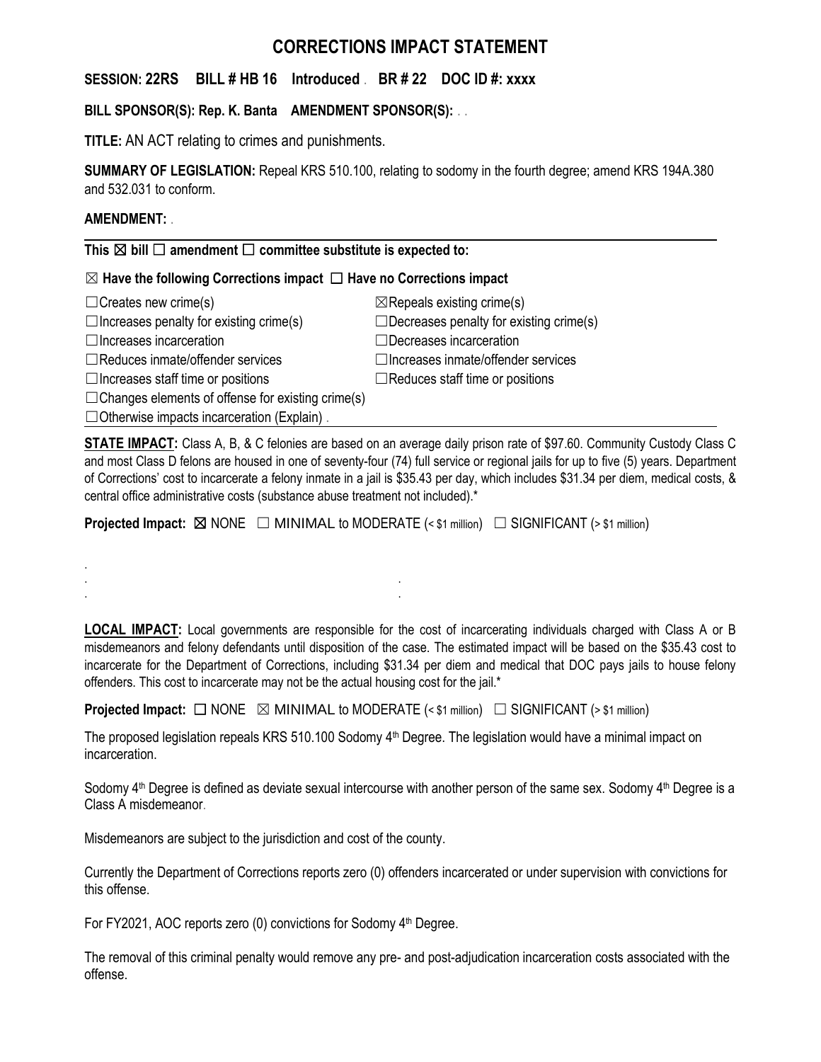# CORRECTIONS IMPACT STATEMENT

**SESSION: 22RS BILL # HB 16 Introduced . BR # 22 DOC ID #: xxxx**

**BILL SPONSOR(S): Rep. K. Banta AMENDMENT SPONSOR(S):** . .

**TITLE:** AN ACT relating to crimes and punishments.

**SUMMARY OF LEGISLATION:** Repeal KRS 510.100, relating to sodomy in the fourth degree; amend KRS 194A.380 and 532.031 to conform.

**AMENDMENT:** .

---

**This ☒ bill ☐ amendment ☐ committee substitute is expected to:**

**☒ Have the following Corrections impact ☐ Have no Corrections impact**

| | |
|---|---|
| ☐Creates new crime(s) | ☒Repeals existing crime(s) |
| ☐Increases penalty for existing crime(s) | ☐Decreases penalty for existing crime(s) |
| ☐Increases incarceration | ☐Decreases incarceration |
| ☐Reduces inmate/offender services | ☐Increases inmate/offender services |
| ☐Increases staff time or positions | ☐Reduces staff time or positions |
| ☐Changes elements of offense for existing crime(s) | |
| ☐Otherwise impacts incarceration (Explain) . | |

---

**STATE IMPACT:** Class A, B, & C felonies are based on an average daily prison rate of $97.60. Community Custody Class C and most Class D felons are housed in one of seventy-four (74) full service or regional jails for up to five (5) years. Department of Corrections' cost to incarcerate a felony inmate in a jail is $35.43 per day, which includes $31.34 per diem, medical costs, & central office administrative costs (substance abuse treatment not included).*

**Projected Impact:** ☒ NONE ☐ MINIMAL to MODERATE (< $1 million) ☐ SIGNIFICANT (> $1 million)

.
. .
. .

**LOCAL IMPACT:** Local governments are responsible for the cost of incarcerating individuals charged with Class A or B misdemeanors and felony defendants until disposition of the case. The estimated impact will be based on the $35.43 cost to incarcerate for the Department of Corrections, including $31.34 per diem and medical that DOC pays jails to house felony offenders. This cost to incarcerate may not be the actual housing cost for the jail.*

**Projected Impact:** ☐ NONE ☒ MINIMAL to MODERATE (< $1 million) ☐ SIGNIFICANT (> $1 million)

The proposed legislation repeals KRS 510.100 Sodomy 4th Degree. The legislation would have a minimal impact on incarceration.

Sodomy 4th Degree is defined as deviate sexual intercourse with another person of the same sex. Sodomy 4th Degree is a Class A misdemeanor.

Misdemeanors are subject to the jurisdiction and cost of the county.

Currently the Department of Corrections reports zero (0) offenders incarcerated or under supervision with convictions for this offense.

For FY2021, AOC reports zero (0) convictions for Sodomy 4th Degree.

The removal of this criminal penalty would remove any pre- and post-adjudication incarceration costs associated with the offense.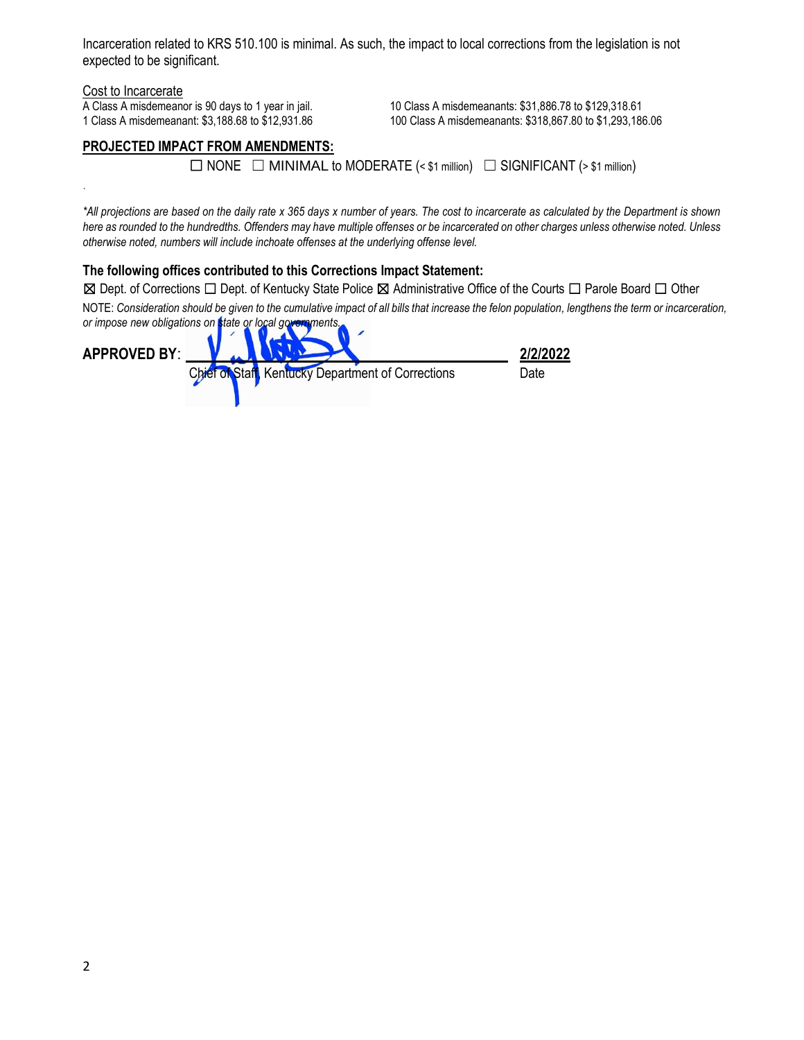Incarceration related to KRS 510.100 is minimal. As such, the impact to local corrections from the legislation is not expected to be significant.

Cost to Incarcerate

A Class A misdemeanor is 90 days to 1 year in jail.
1 Class A misdemeanant: $3,188.68 to $12,931.86
10 Class A misdemeanants: $31,886.78 to $129,318.61
100 Class A misdemeanants: $318,867.80 to $1,293,186.06

**PROJECTED IMPACT FROM AMENDMENTS:**

☐ NONE ☐ MINIMAL to MODERATE (< $1 million) ☐ SIGNIFICANT (> $1 million)

*\*All projections are based on the daily rate x 365 days x number of years. The cost to incarcerate as calculated by the Department is shown here as rounded to the hundredths. Offenders may have multiple offenses or be incarcerated on other charges unless otherwise noted. Unless otherwise noted, numbers will include inchoate offenses at the underlying offense level.*

**The following offices contributed to this Corrections Impact Statement:**

☒ Dept. of Corrections ☐ Dept. of Kentucky State Police ☒ Administrative Office of the Courts ☐ Parole Board ☐ Other

NOTE: *Consideration should be given to the cumulative impact of all bills that increase the felon population, lengthens the term or incarceration, or impose new obligations on state or local governments.*

**APPROVED BY**: \_\_\_\_\_\_\_\_\_\_\_\_\_\_\_\_\_\_\_\_\_\_\_\_\_\_\_\_ **2/2/2022**

Chief of Staff, Kentucky Department of Corrections — Date